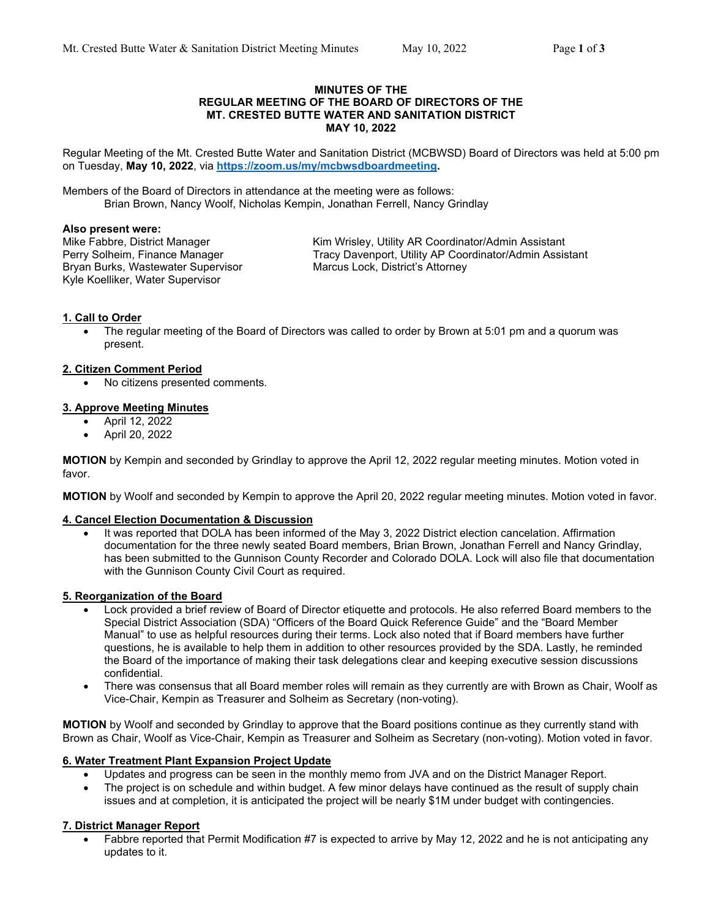**MINUTES OF THE**
**REGULAR MEETING OF THE BOARD OF DIRECTORS OF THE**
**MT. CRESTED BUTTE WATER AND SANITATION DISTRICT**
**MAY 10, 2022**

Regular Meeting of the Mt. Crested Butte Water and Sanitation District (MCBWSD) Board of Directors was held at 5:00 pm on Tuesday, **May 10, 2022**, via **[https://zoom.us/my/mcbwsdboardmeeting](https://zoom.us/my/mcbwsdboardmeeting).**

Members of the Board of Directors in attendance at the meeting were as follows:
Brian Brown, Nancy Woolf, Nicholas Kempin, Jonathan Ferrell, Nancy Grindlay

**Also present were:**
Mike Fabbre, District Manager
Perry Solheim, Finance Manager
Bryan Burks, Wastewater Supervisor
Kyle Koelliker, Water Supervisor
Kim Wrisley, Utility AR Coordinator/Admin Assistant
Tracy Davenport, Utility AP Coordinator/Admin Assistant
Marcus Lock, District's Attorney

**1. Call to Order**

- The regular meeting of the Board of Directors was called to order by Brown at 5:01 pm and a quorum was present.

**2. Citizen Comment Period**

- No citizens presented comments.

**3. Approve Meeting Minutes**

- April 12, 2022
- April 20, 2022

**MOTION** by Kempin and seconded by Grindlay to approve the April 12, 2022 regular meeting minutes. Motion voted in favor.

**MOTION** by Woolf and seconded by Kempin to approve the April 20, 2022 regular meeting minutes. Motion voted in favor.

**4. Cancel Election Documentation & Discussion**

- It was reported that DOLA has been informed of the May 3, 2022 District election cancelation. Affirmation documentation for the three newly seated Board members, Brian Brown, Jonathan Ferrell and Nancy Grindlay, has been submitted to the Gunnison County Recorder and Colorado DOLA. Lock will also file that documentation with the Gunnison County Civil Court as required.

**5. Reorganization of the Board**

- Lock provided a brief review of Board of Director etiquette and protocols. He also referred Board members to the Special District Association (SDA) "Officers of the Board Quick Reference Guide" and the "Board Member Manual" to use as helpful resources during their terms. Lock also noted that if Board members have further questions, he is available to help them in addition to other resources provided by the SDA. Lastly, he reminded the Board of the importance of making their task delegations clear and keeping executive session discussions confidential.
- There was consensus that all Board member roles will remain as they currently are with Brown as Chair, Woolf as Vice-Chair, Kempin as Treasurer and Solheim as Secretary (non-voting).

**MOTION** by Woolf and seconded by Grindlay to approve that the Board positions continue as they currently stand with Brown as Chair, Woolf as Vice-Chair, Kempin as Treasurer and Solheim as Secretary (non-voting). Motion voted in favor.

**6. Water Treatment Plant Expansion Project Update**

- Updates and progress can be seen in the monthly memo from JVA and on the District Manager Report.
- The project is on schedule and within budget. A few minor delays have continued as the result of supply chain issues and at completion, it is anticipated the project will be nearly $1M under budget with contingencies.

**7. District Manager Report**

- Fabbre reported that Permit Modification #7 is expected to arrive by May 12, 2022 and he is not anticipating any updates to it.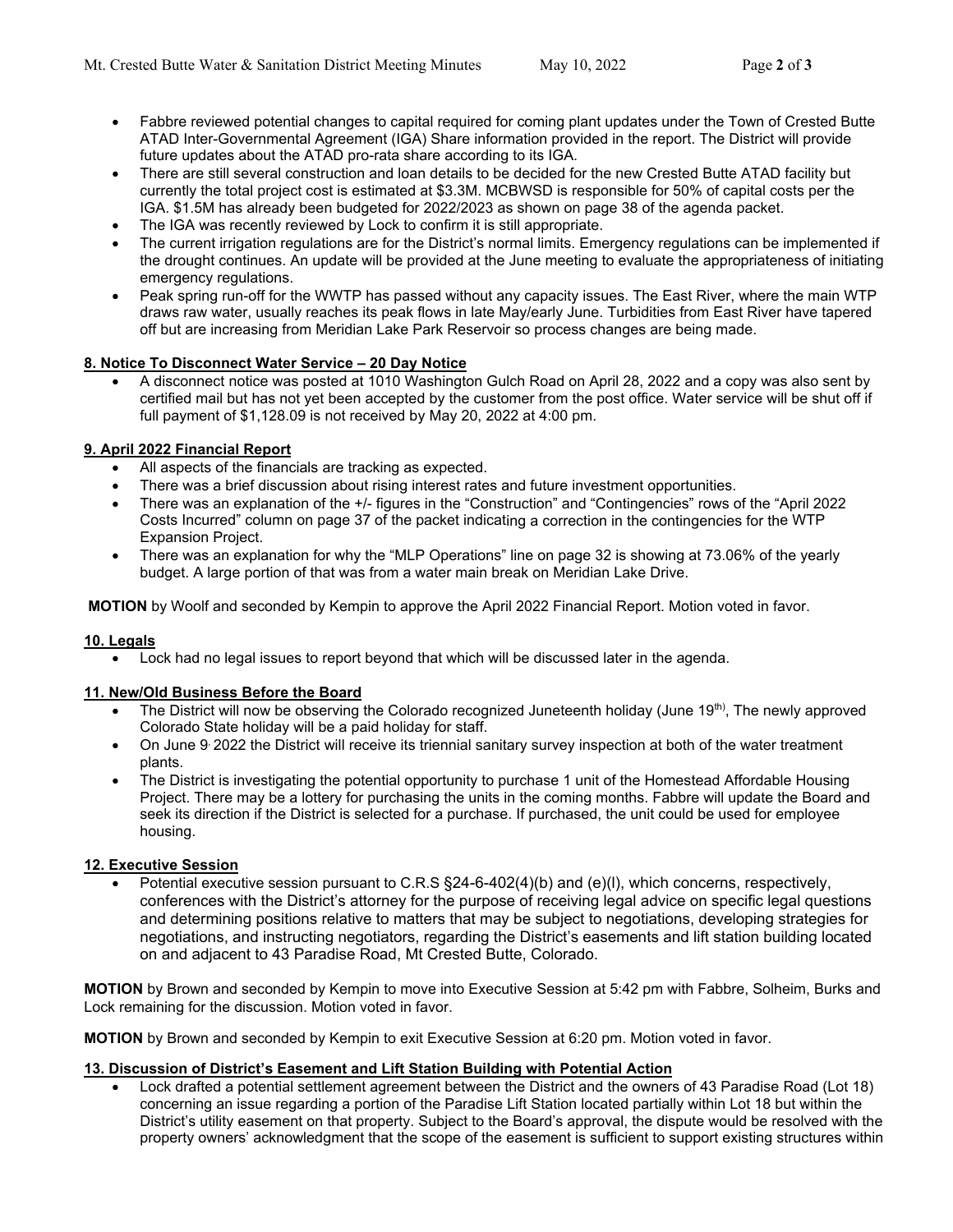- Fabbre reviewed potential changes to capital required for coming plant updates under the Town of Crested Butte ATAD Inter-Governmental Agreement (IGA) Share information provided in the report. The District will provide future updates about the ATAD pro-rata share according to its IGA.
- There are still several construction and loan details to be decided for the new Crested Butte ATAD facility but currently the total project cost is estimated at $3.3M. MCBWSD is responsible for 50% of capital costs per the IGA. $1.5M has already been budgeted for 2022/2023 as shown on page 38 of the agenda packet.
- The IGA was recently reviewed by Lock to confirm it is still appropriate.
- The current irrigation regulations are for the District's normal limits. Emergency regulations can be implemented if the drought continues. An update will be provided at the June meeting to evaluate the appropriateness of initiating emergency regulations.
- Peak spring run-off for the WWTP has passed without any capacity issues. The East River, where the main WTP draws raw water, usually reaches its peak flows in late May/early June. Turbidities from East River have tapered off but are increasing from Meridian Lake Park Reservoir so process changes are being made.

**8. Notice To Disconnect Water Service – 20 Day Notice**

- A disconnect notice was posted at 1010 Washington Gulch Road on April 28, 2022 and a copy was also sent by certified mail but has not yet been accepted by the customer from the post office. Water service will be shut off if full payment of $1,128.09 is not received by May 20, 2022 at 4:00 pm.

**9. April 2022 Financial Report**

- All aspects of the financials are tracking as expected.
- There was a brief discussion about rising interest rates and future investment opportunities.
- There was an explanation of the +/- figures in the "Construction" and "Contingencies" rows of the "April 2022 Costs Incurred" column on page 37 of the packet indicating a correction in the contingencies for the WTP Expansion Project.
- There was an explanation for why the "MLP Operations" line on page 32 is showing at 73.06% of the yearly budget. A large portion of that was from a water main break on Meridian Lake Drive.

**MOTION** by Woolf and seconded by Kempin to approve the April 2022 Financial Report. Motion voted in favor.

**10. Legals**

- Lock had no legal issues to report beyond that which will be discussed later in the agenda.

**11. New/Old Business Before the Board**

- The District will now be observing the Colorado recognized Juneteenth holiday (June 19th), The newly approved Colorado State holiday will be a paid holiday for staff.
- On June 9, 2022 the District will receive its triennial sanitary survey inspection at both of the water treatment plants.
- The District is investigating the potential opportunity to purchase 1 unit of the Homestead Affordable Housing Project. There may be a lottery for purchasing the units in the coming months. Fabbre will update the Board and seek its direction if the District is selected for a purchase. If purchased, the unit could be used for employee housing.

**12. Executive Session**

- Potential executive session pursuant to C.R.S §24-6-402(4)(b) and (e)(I), which concerns, respectively, conferences with the District's attorney for the purpose of receiving legal advice on specific legal questions and determining positions relative to matters that may be subject to negotiations, developing strategies for negotiations, and instructing negotiators, regarding the District's easements and lift station building located on and adjacent to 43 Paradise Road, Mt Crested Butte, Colorado.

**MOTION** by Brown and seconded by Kempin to move into Executive Session at 5:42 pm with Fabbre, Solheim, Burks and Lock remaining for the discussion. Motion voted in favor.

**MOTION** by Brown and seconded by Kempin to exit Executive Session at 6:20 pm. Motion voted in favor.

**13. Discussion of District's Easement and Lift Station Building with Potential Action**

- Lock drafted a potential settlement agreement between the District and the owners of 43 Paradise Road (Lot 18) concerning an issue regarding a portion of the Paradise Lift Station located partially within Lot 18 but within the District's utility easement on that property. Subject to the Board's approval, the dispute would be resolved with the property owners' acknowledgment that the scope of the easement is sufficient to support existing structures within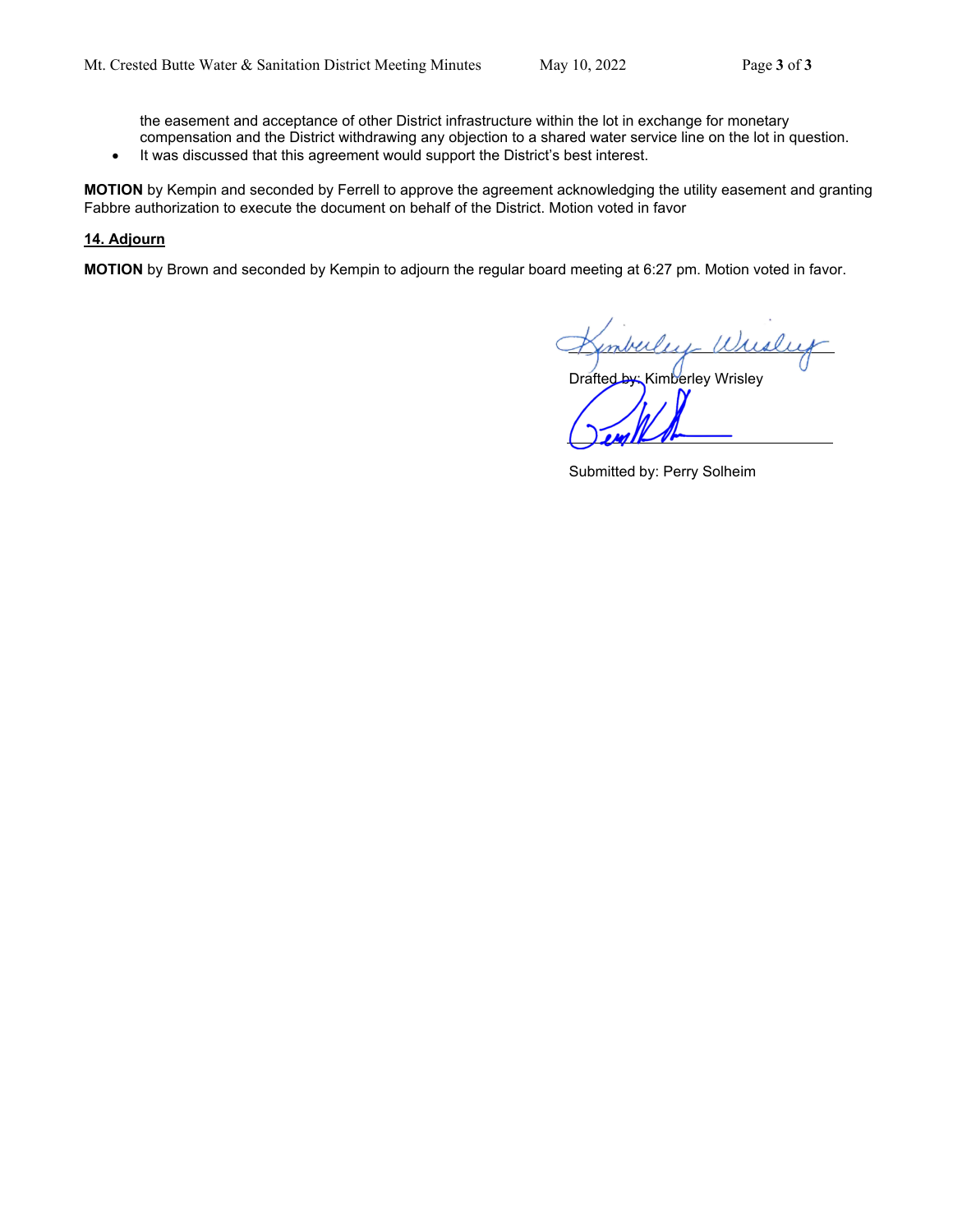the easement and acceptance of other District infrastructure within the lot in exchange for monetary compensation and the District withdrawing any objection to a shared water service line on the lot in question.

- It was discussed that this agreement would support the District's best interest.

**MOTION** by Kempin and seconded by Ferrell to approve the agreement acknowledging the utility easement and granting Fabbre authorization to execute the document on behalf of the District. Motion voted in favor

**14. Adjourn**

**MOTION** by Brown and seconded by Kempin to adjourn the regular board meeting at 6:27 pm. Motion voted in favor.

Drafted by: Kimberley Wrisley

Submitted by: Perry Solheim